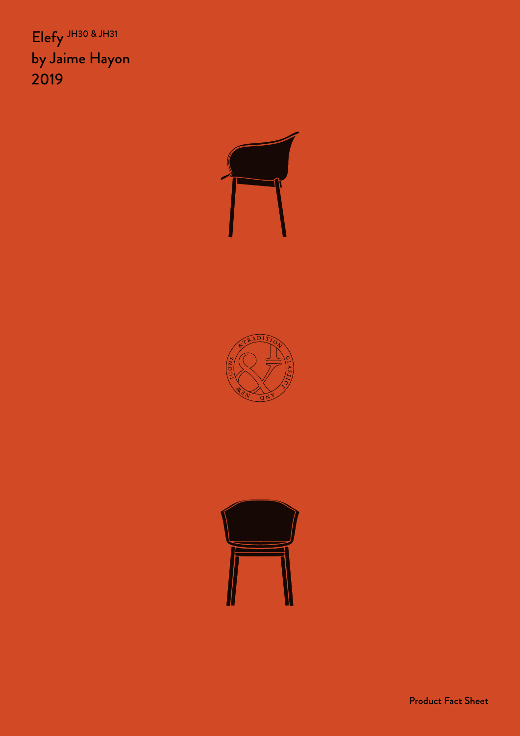# Elefy JH30 & JH31
## by Jaime Hayon
## 2019

Product Fact Sheet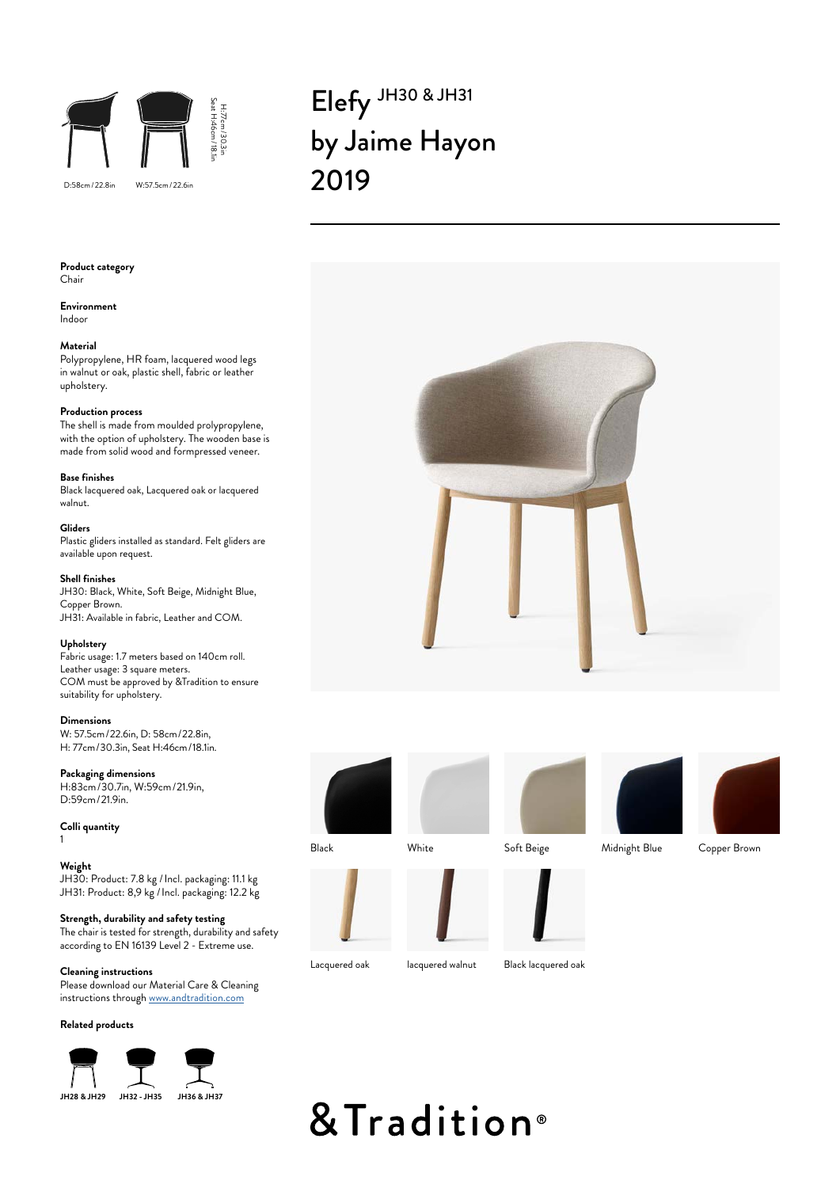D:58cm / 22.8in W:57.5cm / 22.6in

H:77cm / 30.3in
Seat H:46cm / 18.1in

# Elefy JH30 & JH31 by Jaime Hayon 2019

**Product category**
Chair

**Environment**
Indoor

**Material**
Polypropylene, HR foam, lacquered wood legs in walnut or oak, plastic shell, fabric or leather upholstery.

**Production process**
The shell is made from moulded prolypropylene, with the option of upholstery. The wooden base is made from solid wood and formpressed veneer.

**Base finishes**
Black lacquered oak, Lacquered oak or lacquered walnut.

**Gliders**
Plastic gliders installed as standard. Felt gliders are available upon request.

**Shell finishes**
JH30: Black, White, Soft Beige, Midnight Blue, Copper Brown.
JH31: Available in fabric, Leather and COM.

**Upholstery**
Fabric usage: 1.7 meters based on 140cm roll.
Leather usage: 3 square meters.
COM must be approved by &Tradition to ensure suitability for upholstery.

**Dimensions**
W: 57.5cm / 22.6in, D: 58cm / 22.8in,
H: 77cm / 30.3in, Seat H:46cm / 18.1in.

**Packaging dimensions**
H:83cm / 30.7in, W:59cm / 21.9in,
D:59cm / 21.9in.

**Colli quantity**
1

**Weight**
JH30: Product: 7.8 kg / Incl. packaging: 11.1 kg
JH31: Product: 8,9 kg / Incl. packaging: 12.2 kg

**Strength, durability and safety testing**
The chair is tested for strength, durability and safety according to EN 16139 Level 2 - Extreme use.

**Cleaning instructions**
Please download our Material Care & Cleaning instructions through www.andtradition.com

**Related products**

JH28 & JH29 JH32 - JH35 JH36 & JH37

Black White Soft Beige Midnight Blue Copper Brown

Lacquered oak lacquered walnut Black lacquered oak

&Tradition®